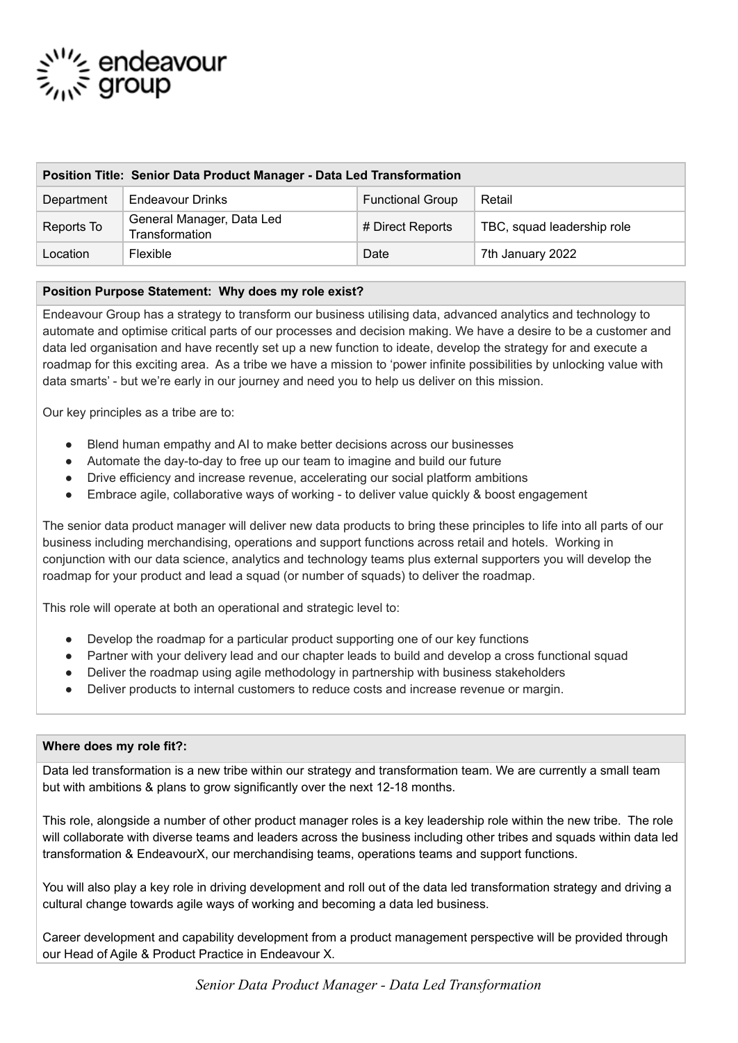endeavour group

| **Position Title: Senior Data Product Manager - Data Led Transformation** | | | |
|---|---|---|---|
| Department | Endeavour Drinks | Functional Group | Retail |
| Reports To | General Manager, Data Led Transformation | # Direct Reports | TBC, squad leadership role |
| Location | Flexible | Date | 7th January 2022 |

### Position Purpose Statement: Why does my role exist?

Endeavour Group has a strategy to transform our business utilising data, advanced analytics and technology to automate and optimise critical parts of our processes and decision making. We have a desire to be a customer and data led organisation and have recently set up a new function to ideate, develop the strategy for and execute a roadmap for this exciting area. As a tribe we have a mission to 'power infinite possibilities by unlocking value with data smarts' - but we're early in our journey and need you to help us deliver on this mission.

Our key principles as a tribe are to:

- Blend human empathy and AI to make better decisions across our businesses
- Automate the day-to-day to free up our team to imagine and build our future
- Drive efficiency and increase revenue, accelerating our social platform ambitions
- Embrace agile, collaborative ways of working - to deliver value quickly & boost engagement

The senior data product manager will deliver new data products to bring these principles to life into all parts of our business including merchandising, operations and support functions across retail and hotels. Working in conjunction with our data science, analytics and technology teams plus external supporters you will develop the roadmap for your product and lead a squad (or number of squads) to deliver the roadmap.

This role will operate at both an operational and strategic level to:

- Develop the roadmap for a particular product supporting one of our key functions
- Partner with your delivery lead and our chapter leads to build and develop a cross functional squad
- Deliver the roadmap using agile methodology in partnership with business stakeholders
- Deliver products to internal customers to reduce costs and increase revenue or margin.

### Where does my role fit?:

Data led transformation is a new tribe within our strategy and transformation team. We are currently a small team but with ambitions & plans to grow significantly over the next 12-18 months.

This role, alongside a number of other product manager roles is a key leadership role within the new tribe. The role will collaborate with diverse teams and leaders across the business including other tribes and squads within data led transformation & EndeavourX, our merchandising teams, operations teams and support functions.

You will also play a key role in driving development and roll out of the data led transformation strategy and driving a cultural change towards agile ways of working and becoming a data led business.

Career development and capability development from a product management perspective will be provided through our Head of Agile & Product Practice in Endeavour X.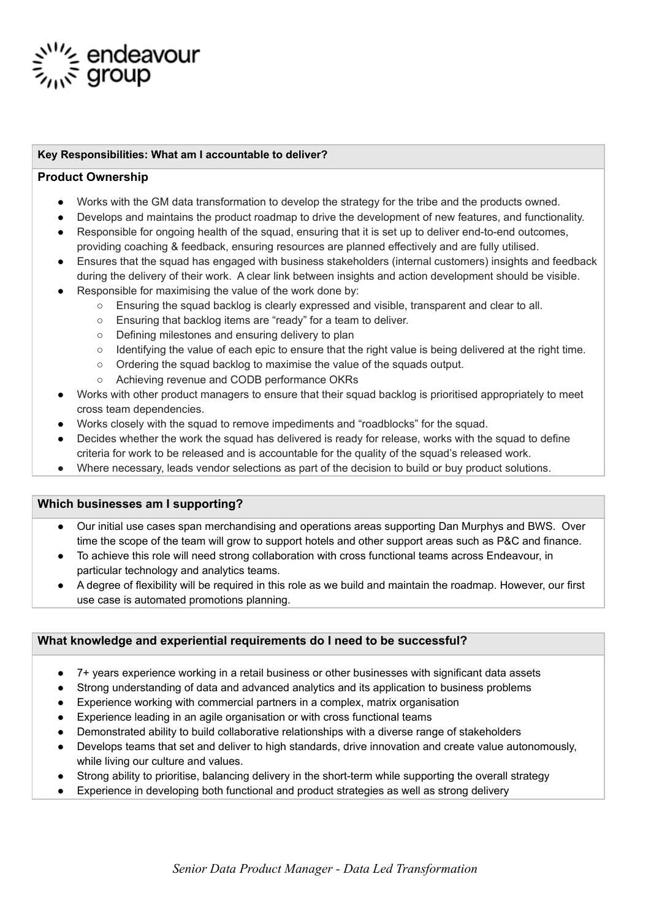## Key Responsibilities: What am I accountable to deliver?

### Product Ownership

- Works with the GM data transformation to develop the strategy for the tribe and the products owned.
- Develops and maintains the product roadmap to drive the development of new features, and functionality.
- Responsible for ongoing health of the squad, ensuring that it is set up to deliver end-to-end outcomes, providing coaching & feedback, ensuring resources are planned effectively and are fully utilised.
- Ensures that the squad has engaged with business stakeholders (internal customers) insights and feedback during the delivery of their work. A clear link between insights and action development should be visible.
- Responsible for maximising the value of the work done by:
  - Ensuring the squad backlog is clearly expressed and visible, transparent and clear to all.
  - Ensuring that backlog items are "ready" for a team to deliver.
  - Defining milestones and ensuring delivery to plan
  - Identifying the value of each epic to ensure that the right value is being delivered at the right time.
  - Ordering the squad backlog to maximise the value of the squads output.
  - Achieving revenue and CODB performance OKRs
- Works with other product managers to ensure that their squad backlog is prioritised appropriately to meet cross team dependencies.
- Works closely with the squad to remove impediments and "roadblocks" for the squad.
- Decides whether the work the squad has delivered is ready for release, works with the squad to define criteria for work to be released and is accountable for the quality of the squad's released work.
- Where necessary, leads vendor selections as part of the decision to build or buy product solutions.

## Which businesses am I supporting?

- Our initial use cases span merchandising and operations areas supporting Dan Murphys and BWS. Over time the scope of the team will grow to support hotels and other support areas such as P&C and finance.
- To achieve this role will need strong collaboration with cross functional teams across Endeavour, in particular technology and analytics teams.
- A degree of flexibility will be required in this role as we build and maintain the roadmap. However, our first use case is automated promotions planning.

## What knowledge and experiential requirements do I need to be successful?

- 7+ years experience working in a retail business or other businesses with significant data assets
- Strong understanding of data and advanced analytics and its application to business problems
- Experience working with commercial partners in a complex, matrix organisation
- Experience leading in an agile organisation or with cross functional teams
- Demonstrated ability to build collaborative relationships with a diverse range of stakeholders
- Develops teams that set and deliver to high standards, drive innovation and create value autonomously, while living our culture and values.
- Strong ability to prioritise, balancing delivery in the short-term while supporting the overall strategy
- Experience in developing both functional and product strategies as well as strong delivery